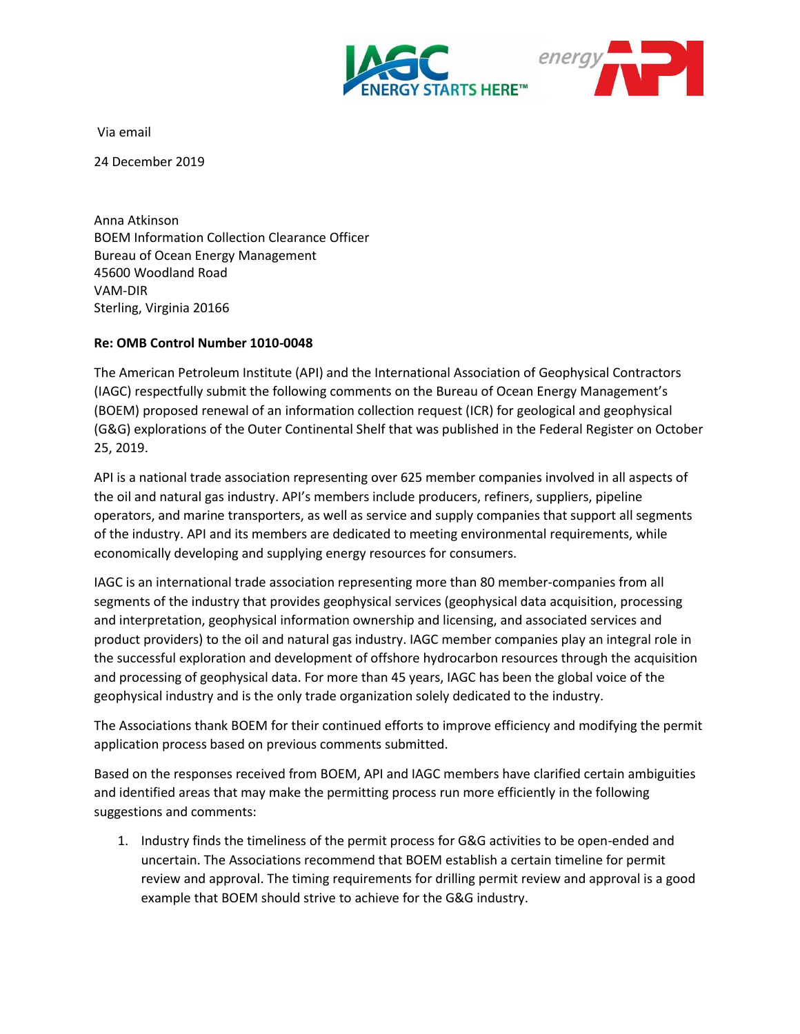Via email

24 December 2019

Anna Atkinson
BOEM Information Collection Clearance Officer
Bureau of Ocean Energy Management
45600 Woodland Road
VAM-DIR
Sterling, Virginia 20166

**Re: OMB Control Number 1010-0048**

The American Petroleum Institute (API) and the International Association of Geophysical Contractors (IAGC) respectfully submit the following comments on the Bureau of Ocean Energy Management's (BOEM) proposed renewal of an information collection request (ICR) for geological and geophysical (G&G) explorations of the Outer Continental Shelf that was published in the Federal Register on October 25, 2019.

API is a national trade association representing over 625 member companies involved in all aspects of the oil and natural gas industry. API's members include producers, refiners, suppliers, pipeline operators, and marine transporters, as well as service and supply companies that support all segments of the industry. API and its members are dedicated to meeting environmental requirements, while economically developing and supplying energy resources for consumers.

IAGC is an international trade association representing more than 80 member-companies from all segments of the industry that provides geophysical services (geophysical data acquisition, processing and interpretation, geophysical information ownership and licensing, and associated services and product providers) to the oil and natural gas industry. IAGC member companies play an integral role in the successful exploration and development of offshore hydrocarbon resources through the acquisition and processing of geophysical data. For more than 45 years, IAGC has been the global voice of the geophysical industry and is the only trade organization solely dedicated to the industry.

The Associations thank BOEM for their continued efforts to improve efficiency and modifying the permit application process based on previous comments submitted.

Based on the responses received from BOEM, API and IAGC members have clarified certain ambiguities and identified areas that may make the permitting process run more efficiently in the following suggestions and comments:

1. Industry finds the timeliness of the permit process for G&G activities to be open-ended and uncertain. The Associations recommend that BOEM establish a certain timeline for permit review and approval. The timing requirements for drilling permit review and approval is a good example that BOEM should strive to achieve for the G&G industry.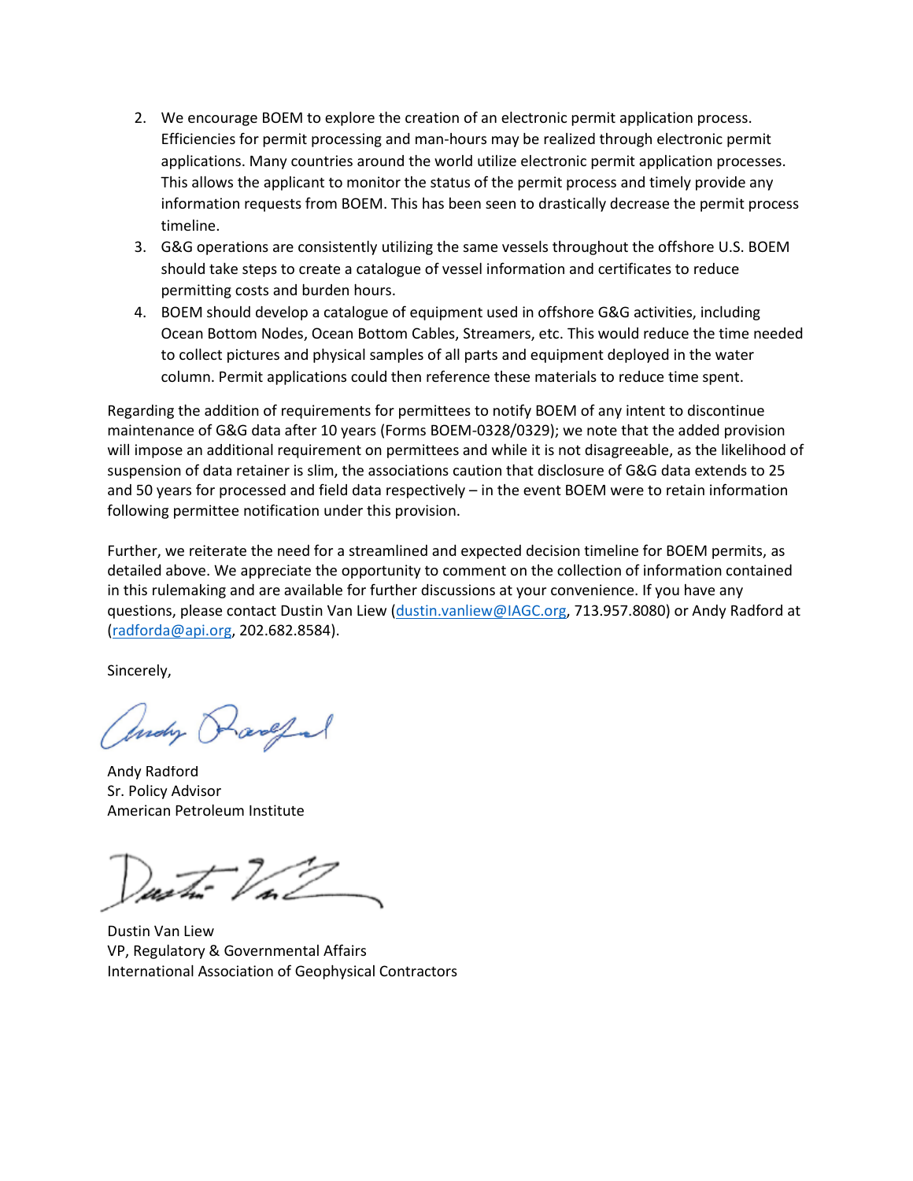2. We encourage BOEM to explore the creation of an electronic permit application process. Efficiencies for permit processing and man-hours may be realized through electronic permit applications. Many countries around the world utilize electronic permit application processes. This allows the applicant to monitor the status of the permit process and timely provide any information requests from BOEM. This has been seen to drastically decrease the permit process timeline.
3. G&G operations are consistently utilizing the same vessels throughout the offshore U.S. BOEM should take steps to create a catalogue of vessel information and certificates to reduce permitting costs and burden hours.
4. BOEM should develop a catalogue of equipment used in offshore G&G activities, including Ocean Bottom Nodes, Ocean Bottom Cables, Streamers, etc. This would reduce the time needed to collect pictures and physical samples of all parts and equipment deployed in the water column. Permit applications could then reference these materials to reduce time spent.

Regarding the addition of requirements for permittees to notify BOEM of any intent to discontinue maintenance of G&G data after 10 years (Forms BOEM-0328/0329); we note that the added provision will impose an additional requirement on permittees and while it is not disagreeable, as the likelihood of suspension of data retainer is slim, the associations caution that disclosure of G&G data extends to 25 and 50 years for processed and field data respectively – in the event BOEM were to retain information following permittee notification under this provision.

Further, we reiterate the need for a streamlined and expected decision timeline for BOEM permits, as detailed above. We appreciate the opportunity to comment on the collection of information contained in this rulemaking and are available for further discussions at your convenience. If you have any questions, please contact Dustin Van Liew (dustin.vanliew@IAGC.org, 713.957.8080) or Andy Radford at (radforda@api.org, 202.682.8584).

Sincerely,

Andy Radford
Sr. Policy Advisor
American Petroleum Institute

Dustin Van Liew
VP, Regulatory & Governmental Affairs
International Association of Geophysical Contractors